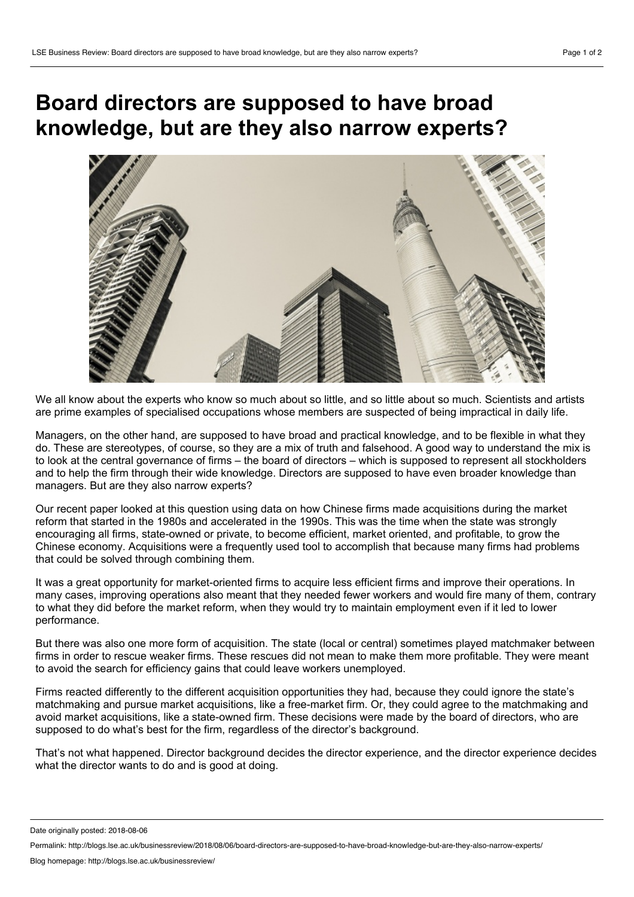# Board directors are supposed to have broad knowledge, but are they also narrow experts?

We all know about the experts who know so much about so little, and so little about so much. Scientists and artists are prime examples of specialised occupations whose members are suspected of being impractical in daily life.

Managers, on the other hand, are supposed to have broad and practical knowledge, and to be flexible in what they do. These are stereotypes, of course, so they are a mix of truth and falsehood. A good way to understand the mix is to look at the central governance of firms – the board of directors – which is supposed to represent all stockholders and to help the firm through their wide knowledge. Directors are supposed to have even broader knowledge than managers. But are they also narrow experts?

Our recent paper looked at this question using data on how Chinese firms made acquisitions during the market reform that started in the 1980s and accelerated in the 1990s. This was the time when the state was strongly encouraging all firms, state-owned or private, to become efficient, market oriented, and profitable, to grow the Chinese economy. Acquisitions were a frequently used tool to accomplish that because many firms had problems that could be solved through combining them.

It was a great opportunity for market-oriented firms to acquire less efficient firms and improve their operations. In many cases, improving operations also meant that they needed fewer workers and would fire many of them, contrary to what they did before the market reform, when they would try to maintain employment even if it led to lower performance.

But there was also one more form of acquisition. The state (local or central) sometimes played matchmaker between firms in order to rescue weaker firms. These rescues did not mean to make them more profitable. They were meant to avoid the search for efficiency gains that could leave workers unemployed.

Firms reacted differently to the different acquisition opportunities they had, because they could ignore the state's matchmaking and pursue market acquisitions, like a free-market firm. Or, they could agree to the matchmaking and avoid market acquisitions, like a state-owned firm. These decisions were made by the board of directors, who are supposed to do what's best for the firm, regardless of the director's background.

That's not what happened. Director background decides the director experience, and the director experience decides what the director wants to do and is good at doing.

Date originally posted: 2018-08-06

Permalink: http://blogs.lse.ac.uk/businessreview/2018/08/06/board-directors-are-supposed-to-have-broad-knowledge-but-are-they-also-narrow-experts/

Blog homepage: http://blogs.lse.ac.uk/businessreview/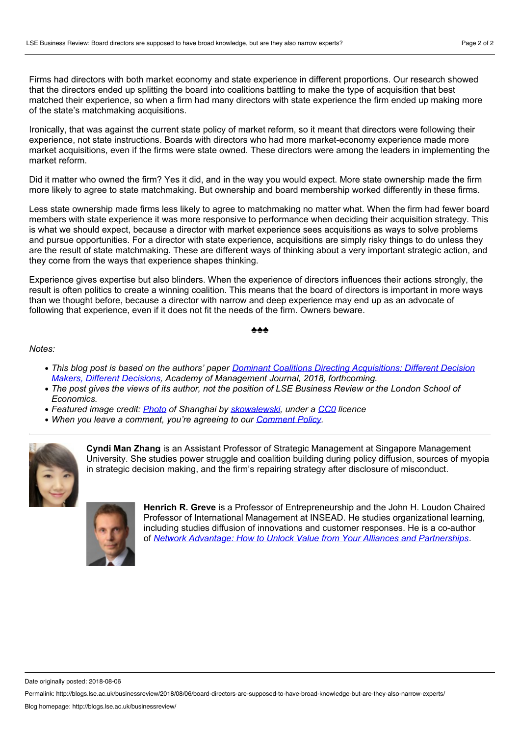Firms had directors with both market economy and state experience in different proportions. Our research showed that the directors ended up splitting the board into coalitions battling to make the type of acquisition that best matched their experience, so when a firm had many directors with state experience the firm ended up making more of the state's matchmaking acquisitions.

Ironically, that was against the current state policy of market reform, so it meant that directors were following their experience, not state instructions. Boards with directors who had more market-economy experience made more market acquisitions, even if the firms were state owned. These directors were among the leaders in implementing the market reform.

Did it matter who owned the firm? Yes it did, and in the way you would expect. More state ownership made the firm more likely to agree to state matchmaking. But ownership and board membership worked differently in these firms.

Less state ownership made firms less likely to agree to matchmaking no matter what. When the firm had fewer board members with state experience it was more responsive to performance when deciding their acquisition strategy. This is what we should expect, because a director with market experience sees acquisitions as ways to solve problems and pursue opportunities. For a director with state experience, acquisitions are simply risky things to do unless they are the result of state matchmaking. These are different ways of thinking about a very important strategic action, and they come from the ways that experience shapes thinking.

Experience gives expertise but also blinders. When the experience of directors influences their actions strongly, the result is often politics to create a winning coalition. This means that the board of directors is important in more ways than we thought before, because a director with narrow and deep experience may end up as an advocate of following that experience, even if it does not fit the needs of the firm. Owners beware.

♣♣♣

*Notes:*

- *This blog post is based on the authors' paper [Dominant Coalitions Directing Acquisitions: Different Decision Makers, Different Decisions](), Academy of Management Journal, 2018, forthcoming.*
- *The post gives the views of its author, not the position of LSE Business Review or the London School of Economics.*
- *Featured image credit: [Photo]() of Shanghai by [skowalewski](), under a [CC0]() licence*
- *When you leave a comment, you're agreeing to our [Comment Policy]().*

---

**Cyndi Man Zhang** is an Assistant Professor of Strategic Management at Singapore Management University. She studies power struggle and coalition building during policy diffusion, sources of myopia in strategic decision making, and the firm's repairing strategy after disclosure of misconduct.

**Henrich R. Greve** is a Professor of Entrepreneurship and the John H. Loudon Chaired Professor of International Management at INSEAD. He studies organizational learning, including studies diffusion of innovations and customer responses. He is a co-author of *[Network Advantage: How to Unlock Value from Your Alliances and Partnerships]()*.

Date originally posted: 2018-08-06

Permalink: http://blogs.lse.ac.uk/businessreview/2018/08/06/board-directors-are-supposed-to-have-broad-knowledge-but-are-they-also-narrow-experts/

Blog homepage: http://blogs.lse.ac.uk/businessreview/